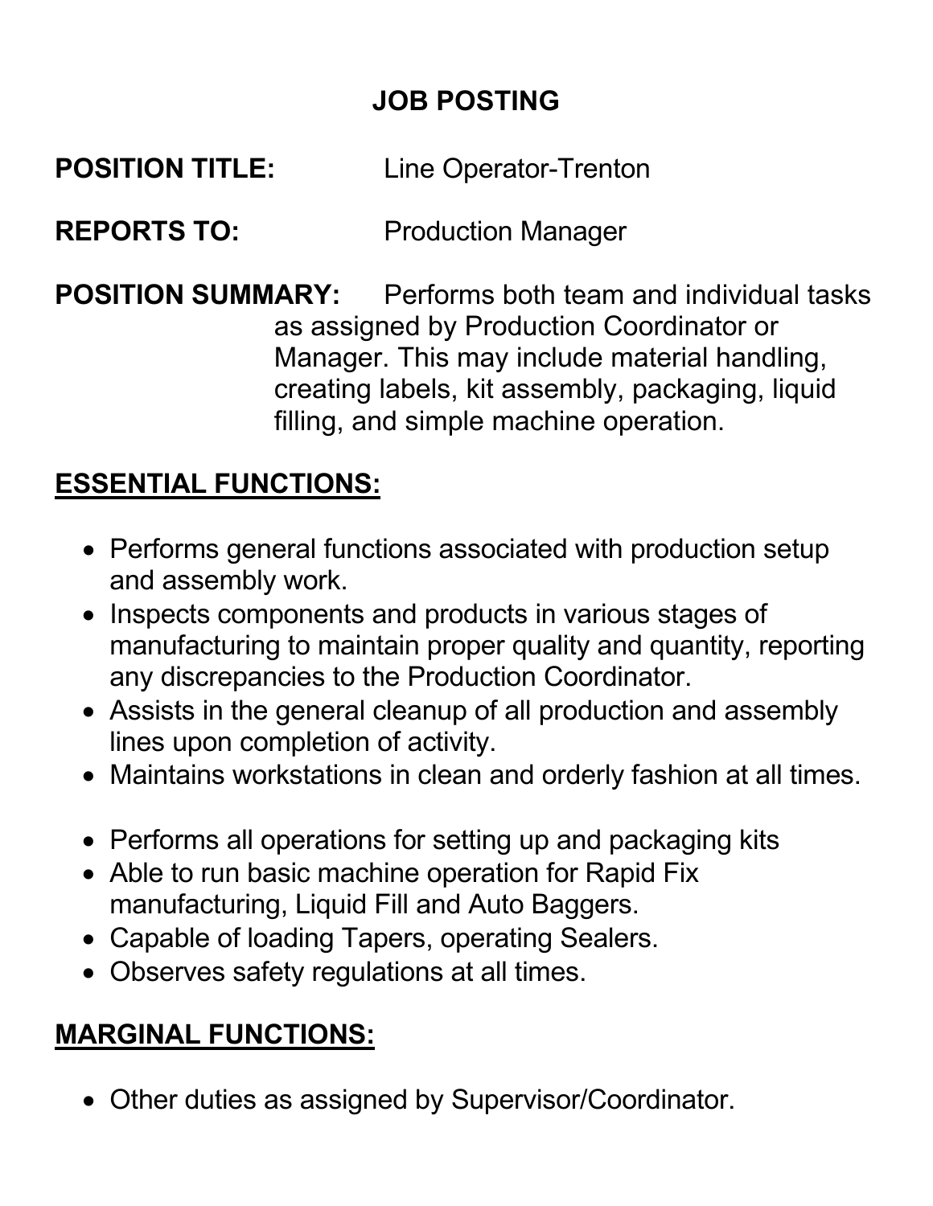# JOB POSTING

**POSITION TITLE:** Line Operator-Trenton

**REPORTS TO:** Production Manager

**POSITION SUMMARY:** Performs both team and individual tasks as assigned by Production Coordinator or Manager. This may include material handling, creating labels, kit assembly, packaging, liquid filling, and simple machine operation.

## ESSENTIAL FUNCTIONS:

- Performs general functions associated with production setup and assembly work.
- Inspects components and products in various stages of manufacturing to maintain proper quality and quantity, reporting any discrepancies to the Production Coordinator.
- Assists in the general cleanup of all production and assembly lines upon completion of activity.
- Maintains workstations in clean and orderly fashion at all times.

- Performs all operations for setting up and packaging kits
- Able to run basic machine operation for Rapid Fix manufacturing, Liquid Fill and Auto Baggers.
- Capable of loading Tapers, operating Sealers.
- Observes safety regulations at all times.

## MARGINAL FUNCTIONS:

- Other duties as assigned by Supervisor/Coordinator.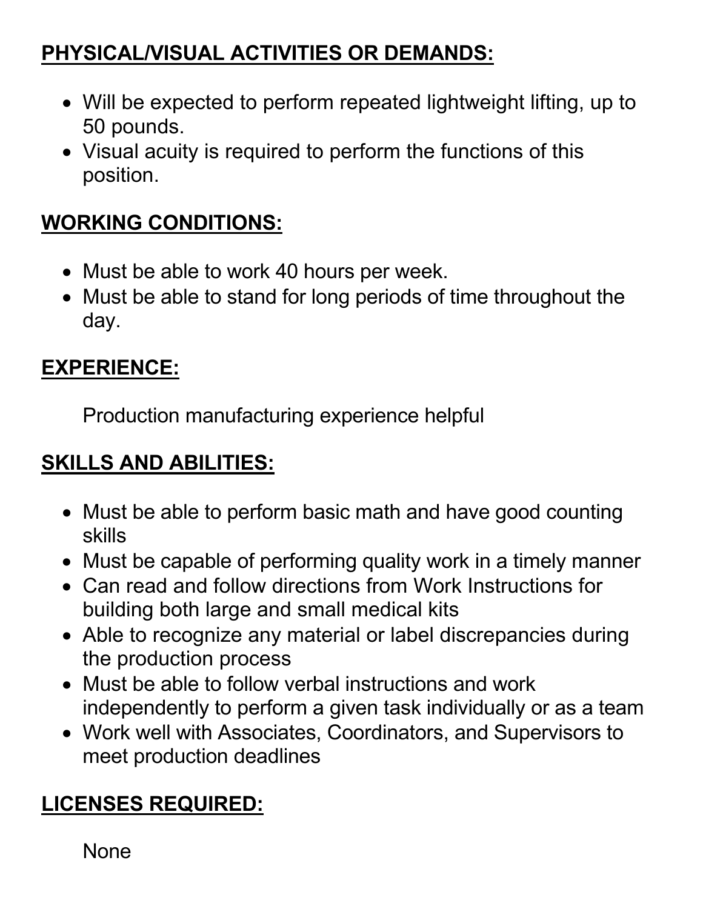## PHYSICAL/VISUAL ACTIVITIES OR DEMANDS:

- Will be expected to perform repeated lightweight lifting, up to 50 pounds.
- Visual acuity is required to perform the functions of this position.

## WORKING CONDITIONS:

- Must be able to work 40 hours per week.
- Must be able to stand for long periods of time throughout the day.

## EXPERIENCE:

Production manufacturing experience helpful

## SKILLS AND ABILITIES:

- Must be able to perform basic math and have good counting skills
- Must be capable of performing quality work in a timely manner
- Can read and follow directions from Work Instructions for building both large and small medical kits
- Able to recognize any material or label discrepancies during the production process
- Must be able to follow verbal instructions and work independently to perform a given task individually or as a team
- Work well with Associates, Coordinators, and Supervisors to meet production deadlines

## LICENSES REQUIRED:

None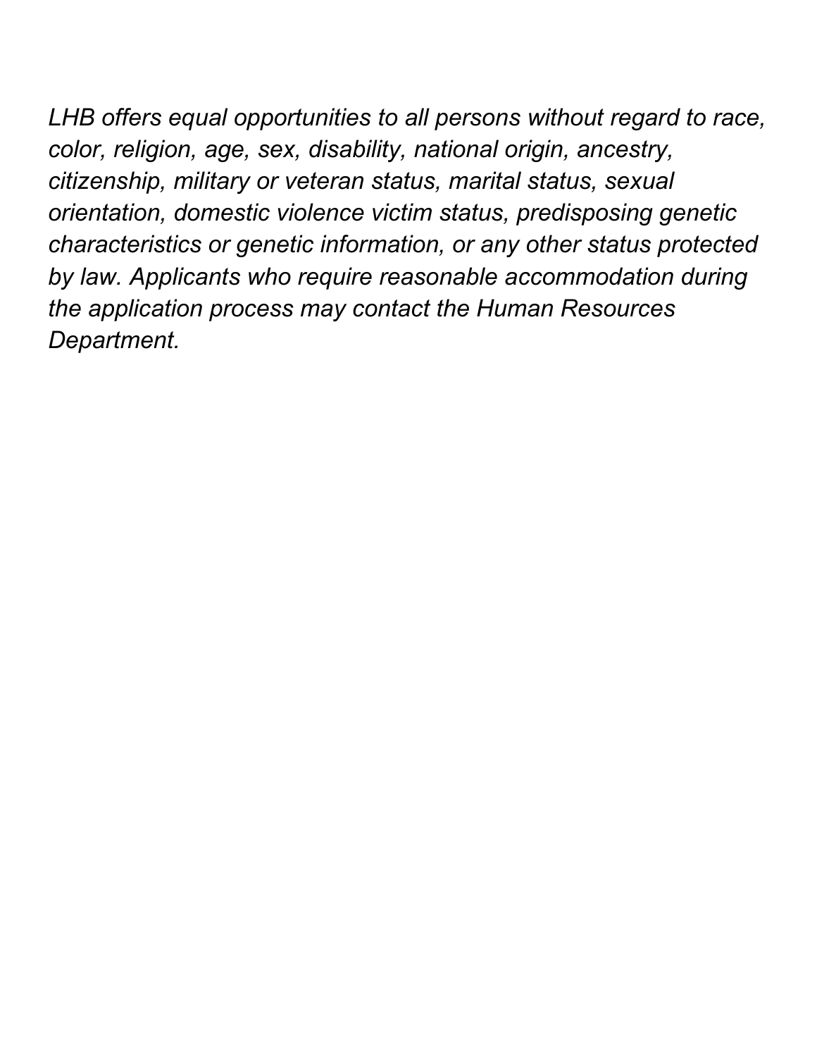*LHB offers equal opportunities to all persons without regard to race, color, religion, age, sex, disability, national origin, ancestry, citizenship, military or veteran status, marital status, sexual orientation, domestic violence victim status, predisposing genetic characteristics or genetic information, or any other status protected by law. Applicants who require reasonable accommodation during the application process may contact the Human Resources Department.*